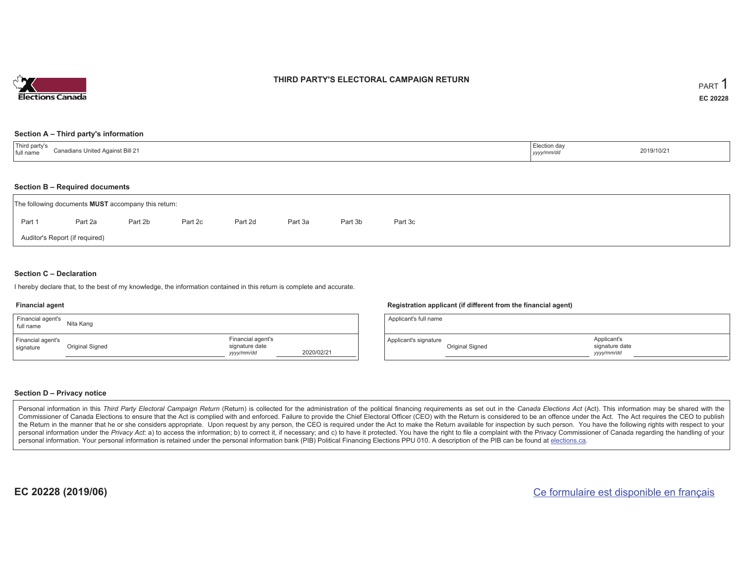# THIRD PARTY'S ELECTORAL CAMPAIGN RETURN

PART 1

**EC 20228**

## Section A – Third party's information

| Third party's full name | Canadians United Against Bill 21 | Election day *yyyy/mm/dd* | 2019/10/21 |
|---|---|---|---|

## Section B – Required documents

The following documents **MUST** accompany this return:

Part 1 Part 2a Part 2b Part 2c Part 2d Part 3a Part 3b Part 3c

Auditor's Report (if required)

## Section C – Declaration

I hereby declare that, to the best of my knowledge, the information contained in this return is complete and accurate.

### Financial agent

| Financial agent's full name | Nita Kang | | |
|---|---|---|---|
| Financial agent's signature | Original Signed | Financial agent's signature date *yyyy/mm/dd* | 2020/02/21 |

### Registration applicant (if different from the financial agent)

| Applicant's full name | | | |
|---|---|---|---|
| Applicant's signature | Original Signed | Applicant's signature date *yyyy/mm/dd* | |

## Section D – Privacy notice

Personal information in this *Third Party Electoral Campaign Return* (Return) is collected for the administration of the political financing requirements as set out in the *Canada Elections Act* (Act). This information may be shared with the Commissioner of Canada Elections to ensure that the Act is complied with and enforced. Failure to provide the Chief Electoral Officer (CEO) with the Return is considered to be an offence under the Act. The Act requires the CEO to publish the Return in the manner that he or she considers appropriate. Upon request by any person, the CEO is required under the Act to make the Return available for inspection by such person. You have the following rights with respect to your personal information under the *Privacy Act*: a) to access the information; b) to correct it, if necessary; and c) to have it protected. You have the right to file a complaint with the Privacy Commissioner of Canada regarding the handling of your personal information. Your personal information is retained under the personal information bank (PIB) Political Financing Elections PPU 010. A description of the PIB can be found at elections.ca.

**EC 20228 (2019/06)**

Ce formulaire est disponible en français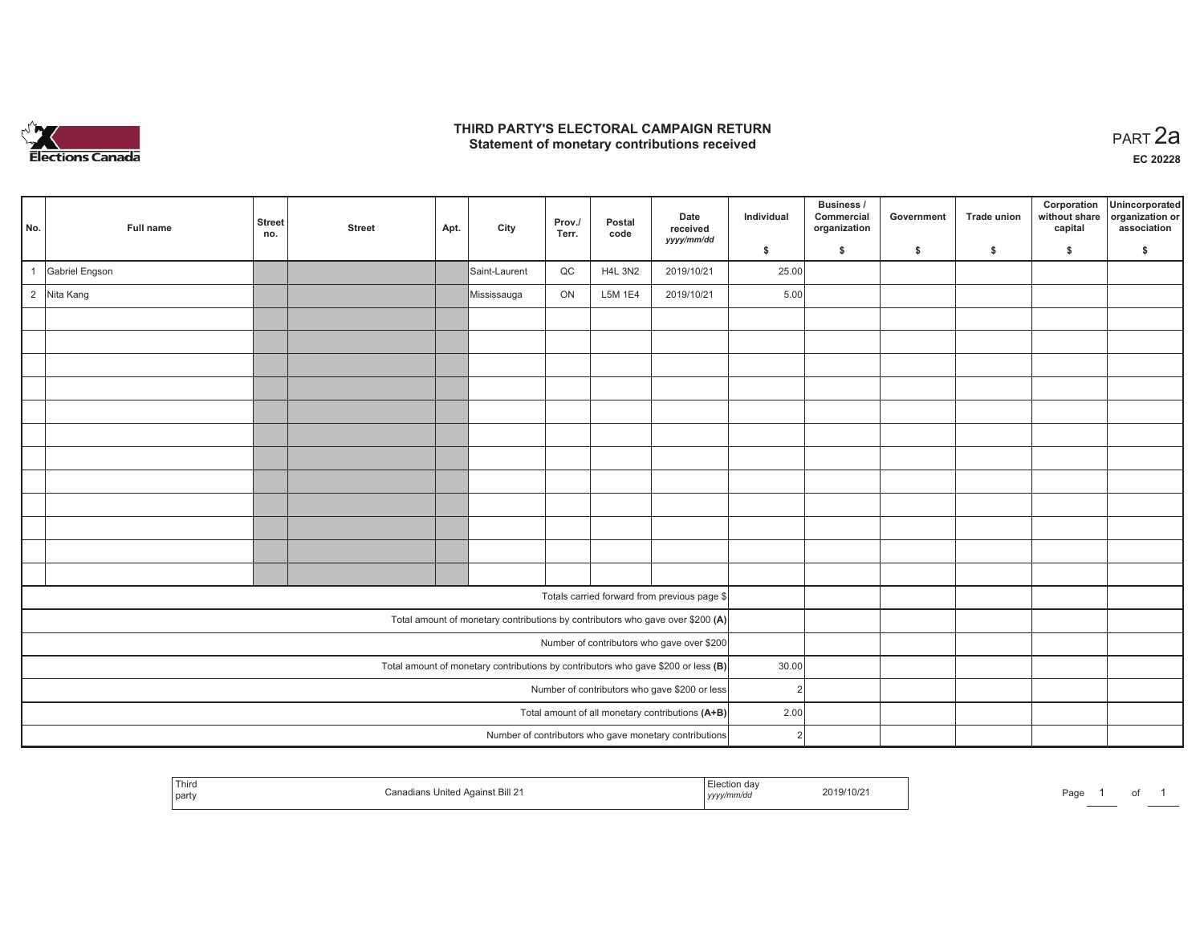# THIRD PARTY'S ELECTORAL CAMPAIGN RETURN
## Statement of monetary contributions received

PART 2a

EC 20228

| No. | Full name | Street no. | Street | Apt. | City | Prov./Terr. | Postal code | Date received yyyy/mm/dd | Individual $ | Business / Commercial organization $ | Government $ | Trade union $ | Corporation without share capital $ | Unincorporated organization or association $ |
|---|---|---|---|---|---|---|---|---|---|---|---|---|---|---|
| 1 | Gabriel Engson | | | | Saint-Laurent | QC | H4L 3N2 | 2019/10/21 | 25.00 | | | | | |
| 2 | Nita Kang | | | | Mississauga | ON | L5M 1E4 | 2019/10/21 | 5.00 | | | | | |
| | | | | | | | | | | | | | | |
| | | | | | | | | | | | | | | |
| | | | | | | | | | | | | | | |
| | | | | | | | | | | | | | | |
| | | | | | | | | | | | | | | |
| | | | | | | | | | | | | | | |
| | | | | | | | | | | | | | | |
| | | | | | | | | | | | | | | |
| | | | | | | | | | | | | | | |
| | | | | | | | | | | | | | | |
| | | | | | | | | | | | | | | |
| | | | | | | | | | | | | | | |
| Totals carried forward from previous page $ | | | | | | | | | | | | | | |
| Total amount of monetary contributions by contributors who gave over $200 **(A)** | | | | | | | | | | | | | | |
| Number of contributors who gave over $200 | | | | | | | | | | | | | | |
| Total amount of monetary contributions by contributors who gave $200 or less **(B)** | | | | | | | | | 30.00 | | | | | |
| Number of contributors who gave $200 or less | | | | | | | | | 2 | | | | | |
| Total amount of all monetary contributions **(A+B)** | | | | | | | | | 2.00 | | | | | |
| Number of contributors who gave monetary contributions | | | | | | | | | 2 | | | | | |

| Third party | Canadians United Against Bill 21 | Election day yyyy/mm/dd | 2019/10/21 |
|---|---|---|---|

Page 1 of 1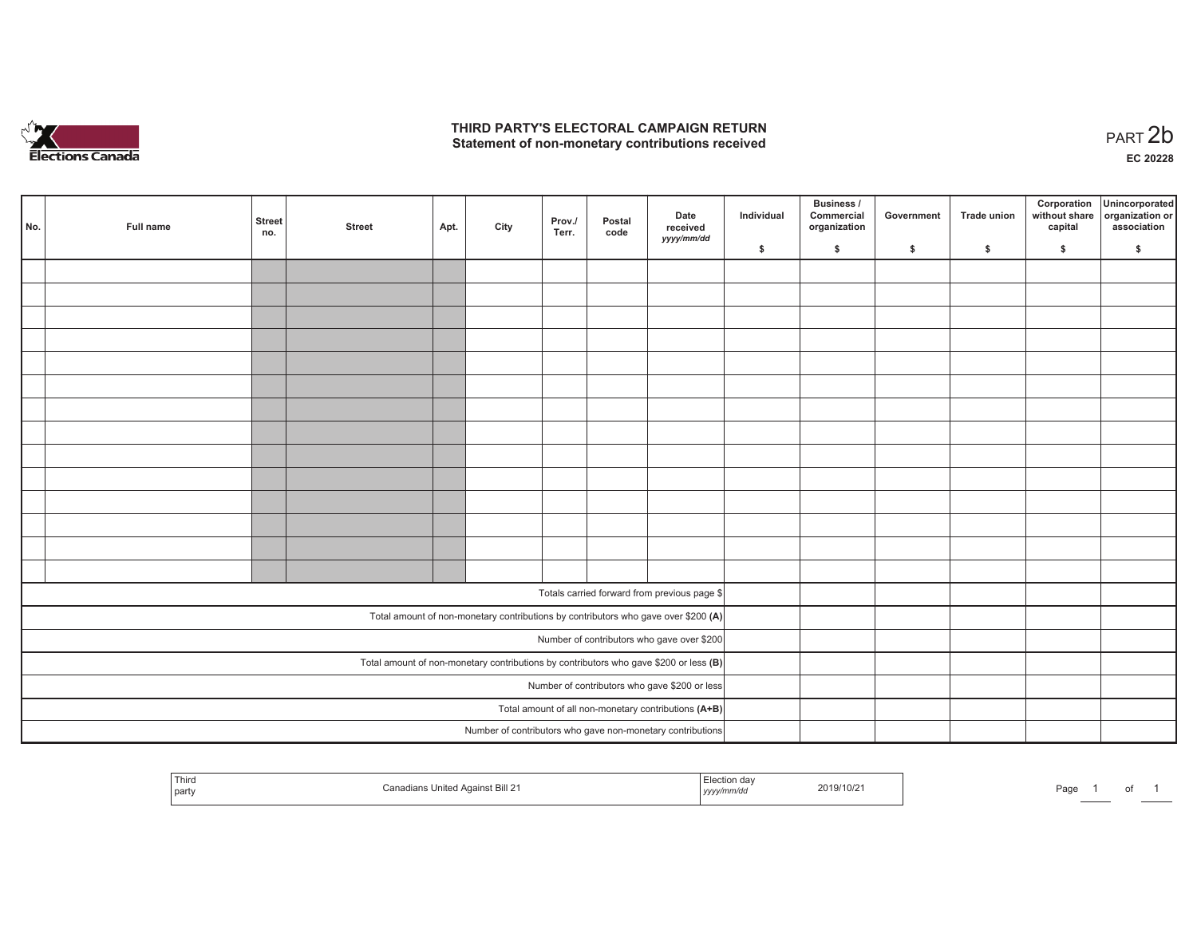Elections Canada

# THIRD PARTY'S ELECTORAL CAMPAIGN RETURN
## Statement of non-monetary contributions received

PART 2b

EC 20228

| No. | Full name | Street no. | Street | Apt. | City | Prov./ Terr. | Postal code | Date received yyyy/mm/dd | Individual $ | Business / Commercial organization $ | Government $ | Trade union $ | Corporation without share capital $ | Unincorporated organization or association $ |
|---|---|---|---|---|---|---|---|---|---|---|---|---|---|---|
| | | | | | | | | | | | | | | |
| | | | | | | | | | | | | | | |
| | | | | | | | | | | | | | | |
| | | | | | | | | | | | | | | |
| | | | | | | | | | | | | | | |
| | | | | | | | | | | | | | | |
| | | | | | | | | | | | | | | |
| | | | | | | | | | | | | | | |
| | | | | | | | | | | | | | | |
| | | | | | | | | | | | | | | |
| | | | | | | | | | | | | | | |
| | | | | | | | | | | | | | | |
| | | | | | | | | | | | | | | |
| | | | | | | | | | | | | | | |
| Totals carried forward from previous page $ | | | | | | | | | | | | | | |
| Total amount of non-monetary contributions by contributors who gave over $200 **(A)** | | | | | | | | | | | | | | |
| Number of contributors who gave over $200 | | | | | | | | | | | | | | |
| Total amount of non-monetary contributions by contributors who gave $200 or less **(B)** | | | | | | | | | | | | | | |
| Number of contributors who gave $200 or less | | | | | | | | | | | | | | |
| Total amount of all non-monetary contributions **(A+B)** | | | | | | | | | | | | | | |
| Number of contributors who gave non-monetary contributions | | | | | | | | | | | | | | |

| Third party | Canadians United Against Bill 21 | Election day yyyy/mm/dd | 2019/10/21 |
|---|---|---|---|

Page 1 of 1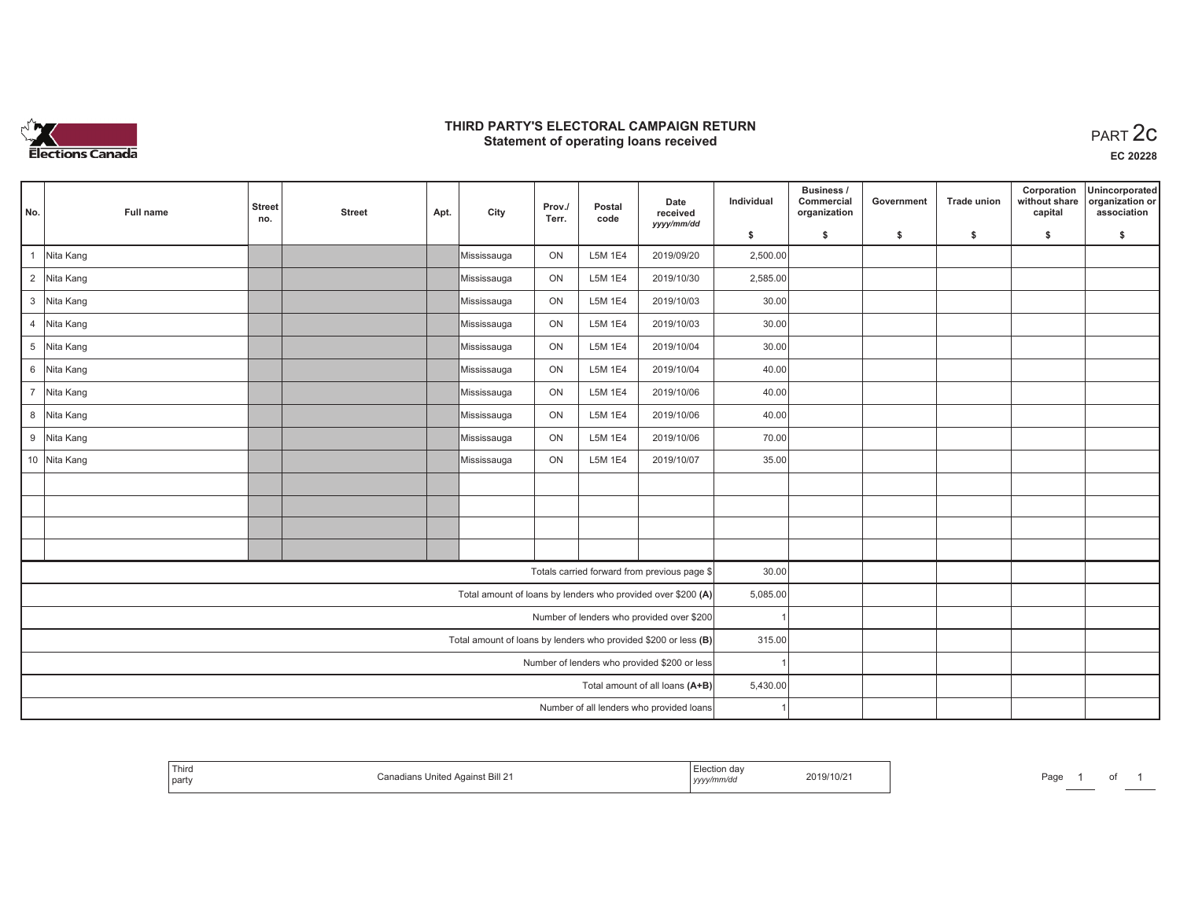# THIRD PARTY'S ELECTORAL CAMPAIGN RETURN
## Statement of operating loans received

PART 2c

EC 20228

| No. | Full name | Street no. | Street | Apt. | City | Prov./ Terr. | Postal code | Date received yyyy/mm/dd | Individual $ | Business / Commercial organization $ | Government $ | Trade union $ | Corporation without share capital $ | Unincorporated organization or association $ |
|---|---|---|---|---|---|---|---|---|---|---|---|---|---|---|
| 1 | Nita Kang | | | | Mississauga | ON | L5M 1E4 | 2019/09/20 | 2,500.00 | | | | | |
| 2 | Nita Kang | | | | Mississauga | ON | L5M 1E4 | 2019/10/30 | 2,585.00 | | | | | |
| 3 | Nita Kang | | | | Mississauga | ON | L5M 1E4 | 2019/10/03 | 30.00 | | | | | |
| 4 | Nita Kang | | | | Mississauga | ON | L5M 1E4 | 2019/10/03 | 30.00 | | | | | |
| 5 | Nita Kang | | | | Mississauga | ON | L5M 1E4 | 2019/10/04 | 30.00 | | | | | |
| 6 | Nita Kang | | | | Mississauga | ON | L5M 1E4 | 2019/10/04 | 40.00 | | | | | |
| 7 | Nita Kang | | | | Mississauga | ON | L5M 1E4 | 2019/10/06 | 40.00 | | | | | |
| 8 | Nita Kang | | | | Mississauga | ON | L5M 1E4 | 2019/10/06 | 40.00 | | | | | |
| 9 | Nita Kang | | | | Mississauga | ON | L5M 1E4 | 2019/10/06 | 70.00 | | | | | |
| 10 | Nita Kang | | | | Mississauga | ON | L5M 1E4 | 2019/10/07 | 35.00 | | | | | |
| | | | | | | | | | | | | | | |
| | | | | | | | | | | | | | | |
| | | | | | | | | | | | | | | |
| | | | | | | | | | | | | | | |
| | | | | | | | | Totals carried forward from previous page $ | 30.00 | | | | | |
| | | | | | | | | Total amount of loans by lenders who provided over $200 (A) | 5,085.00 | | | | | |
| | | | | | | | | Number of lenders who provided over $200 | 1 | | | | | |
| | | | | | | | | Total amount of loans by lenders who provided $200 or less (B) | 315.00 | | | | | |
| | | | | | | | | Number of lenders who provided $200 or less | 1 | | | | | |
| | | | | | | | | Total amount of all loans (A+B) | 5,430.00 | | | | | |
| | | | | | | | | Number of all lenders who provided loans | 1 | | | | | |

| Third party | Canadians United Against Bill 21 | Election day yyyy/mm/dd | 2019/10/21 |
|---|---|---|---|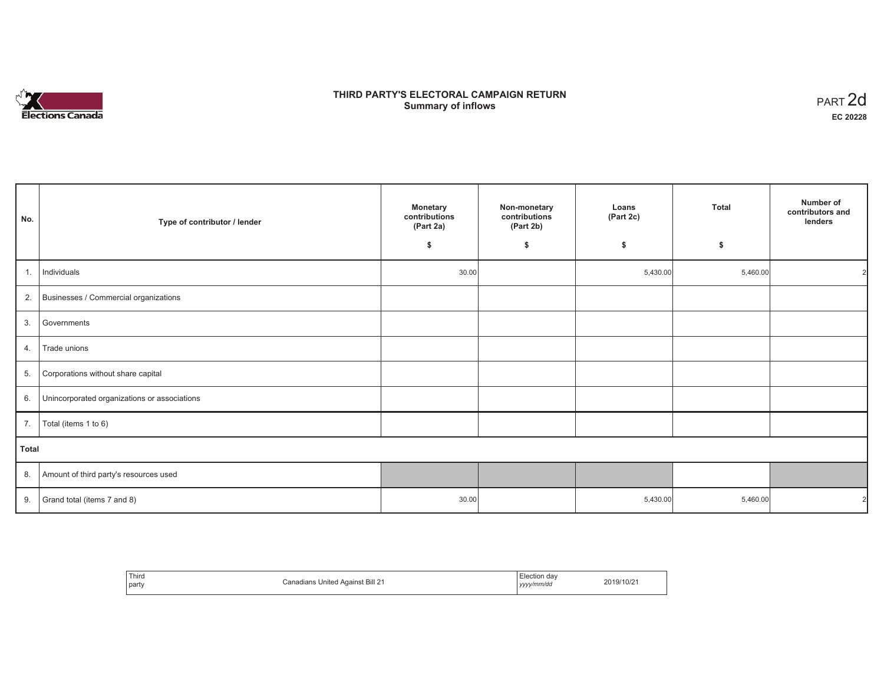# THIRD PARTY'S ELECTORAL CAMPAIGN RETURN
## Summary of inflows

PART 2d

**EC 20228**

| No. | Type of contributor / lender | Monetary contributions (Part 2a) $ | Non-monetary contributions (Part 2b) $ | Loans (Part 2c) $ | Total $ | Number of contributors and lenders |
|---|---|---|---|---|---|---|
| 1. | Individuals | 30.00 | | 5,430.00 | 5,460.00 | 2 |
| 2. | Businesses / Commercial organizations | | | | | |
| 3. | Governments | | | | | |
| 4. | Trade unions | | | | | |
| 5. | Corporations without share capital | | | | | |
| 6. | Unincorporated organizations or associations | | | | | |
| 7. | Total (items 1 to 6) | | | | | |
| **Total** | | | | | | |
| 8. | Amount of third party's resources used | | | | | |
| 9. | Grand total (items 7 and 8) | 30.00 | | 5,430.00 | 5,460.00 | 2 |

| Third party | Canadians United Against Bill 21 | Election day *yyyy/mm/dd* | 2019/10/21 |
|---|---|---|---|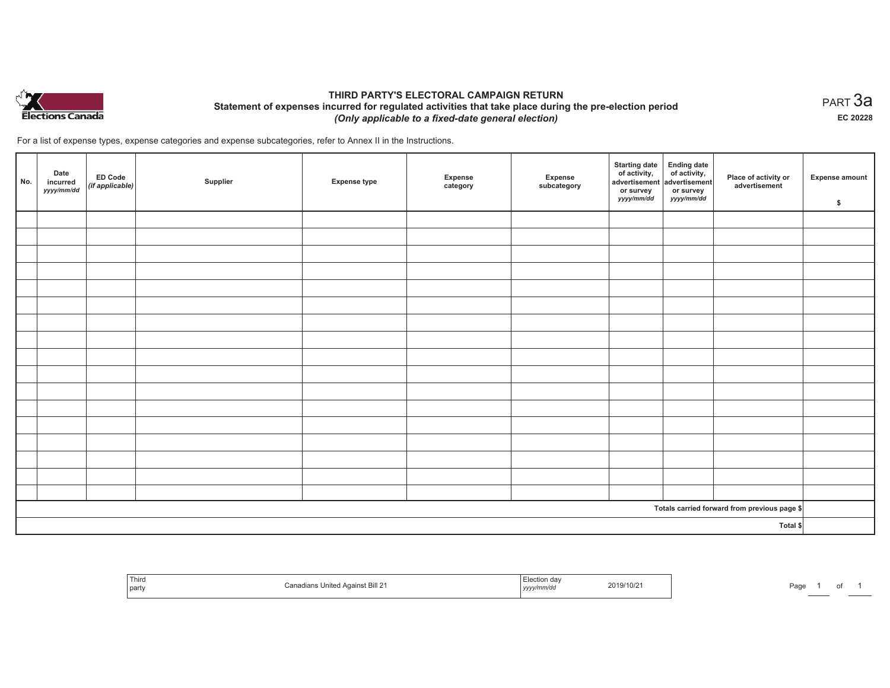Elections Canada

# THIRD PARTY'S ELECTORAL CAMPAIGN RETURN

## Statement of expenses incurred for regulated activities that take place during the pre-election period

*(Only applicable to a fixed-date general election)*

PART 3a

EC 20228

For a list of expense types, expense categories and expense subcategories, refer to Annex II in the Instructions.

| No. | Date incurred *yyyy/mm/dd* | ED Code *(if applicable)* | Supplier | Expense type | Expense category | Expense subcategory | Starting date of activity, advertisement or survey *yyyy/mm/dd* | Ending date of activity, advertisement or survey *yyyy/mm/dd* | Place of activity or advertisement | Expense amount $ |
|---|---|---|---|---|---|---|---|---|---|---|
| | | | | | | | | | | |
| | | | | | | | | | | |
| | | | | | | | | | | |
| | | | | | | | | | | |
| | | | | | | | | | | |
| | | | | | | | | | | |
| | | | | | | | | | | |
| | | | | | | | | | | |
| | | | | | | | | | | |
| | | | | | | | | | | |
| | | | | | | | | | | |
| | | | | | | | | | | |
| | | | | | | | | | | |
| | | | | | | | | | | |
| | | | | | | | | | | |
| | | | | | | | | | | |
| | | | | | | | | | | |
| | | | | | | | | | Totals carried forward from previous page $ | |
| | | | | | | | | | Total $ | |

| Third party | Canadians United Against Bill 21 | Election day *yyyy/mm/dd* | 2019/10/21 |
|---|---|---|---|

Page 1 of 1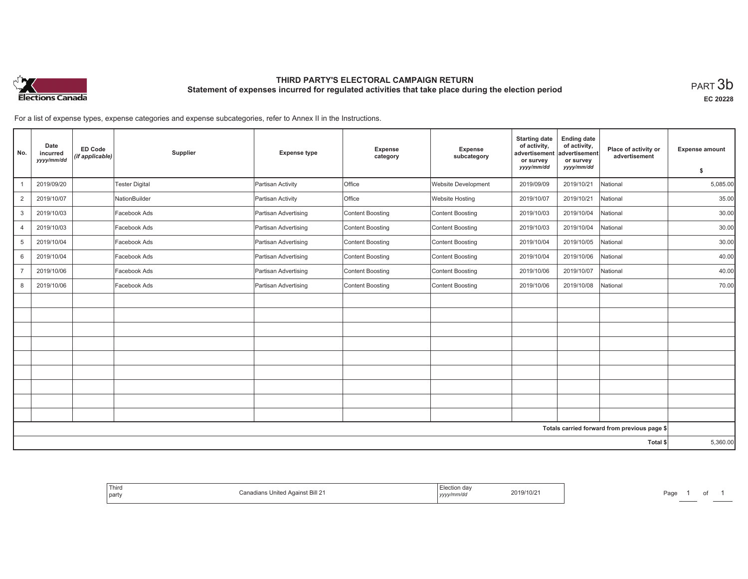# THIRD PARTY'S ELECTORAL CAMPAIGN RETURN

## Statement of expenses incurred for regulated activities that take place during the election period

PART 3b

EC 20228

For a list of expense types, expense categories and expense subcategories, refer to Annex II in the Instructions.

| No. | Date incurred *yyyy/mm/dd* | ED Code *(if applicable)* | Supplier | Expense type | Expense category | Expense subcategory | Starting date of activity, advertisement or survey *yyyy/mm/dd* | Ending date of activity, advertisement or survey *yyyy/mm/dd* | Place of activity or advertisement | Expense amount $ |
|---|---|---|---|---|---|---|---|---|---|---|
| 1 | 2019/09/20 | | Tester Digital | Partisan Activity | Office | Website Development | 2019/09/09 | 2019/10/21 | National | 5,085.00 |
| 2 | 2019/10/07 | | NationBuilder | Partisan Activity | Office | Website Hosting | 2019/10/07 | 2019/10/21 | National | 35.00 |
| 3 | 2019/10/03 | | Facebook Ads | Partisan Advertising | Content Boosting | Content Boosting | 2019/10/03 | 2019/10/04 | National | 30.00 |
| 4 | 2019/10/03 | | Facebook Ads | Partisan Advertising | Content Boosting | Content Boosting | 2019/10/03 | 2019/10/04 | National | 30.00 |
| 5 | 2019/10/04 | | Facebook Ads | Partisan Advertising | Content Boosting | Content Boosting | 2019/10/04 | 2019/10/05 | National | 30.00 |
| 6 | 2019/10/04 | | Facebook Ads | Partisan Advertising | Content Boosting | Content Boosting | 2019/10/04 | 2019/10/06 | National | 40.00 |
| 7 | 2019/10/06 | | Facebook Ads | Partisan Advertising | Content Boosting | Content Boosting | 2019/10/06 | 2019/10/07 | National | 40.00 |
| 8 | 2019/10/06 | | Facebook Ads | Partisan Advertising | Content Boosting | Content Boosting | 2019/10/06 | 2019/10/08 | National | 70.00 |
| | | | | | | | | | | |
| | | | | | | | | | | |
| | | | | | | | | | | |
| | | | | | | | | | | |
| | | | | | | | | | | |
| | | | | | | | | | | |
| | | | | | | | | | | |
| | | | | | | | | | | |
| | | | | | | | | | | |
| | | | | | | | | | Totals carried forward from previous page $ | |
| | | | | | | | | | Total $ | 5,360.00 |

| Third party | Canadians United Against Bill 21 | Election day *yyyy/mm/dd* | 2019/10/21 |
|---|---|---|---|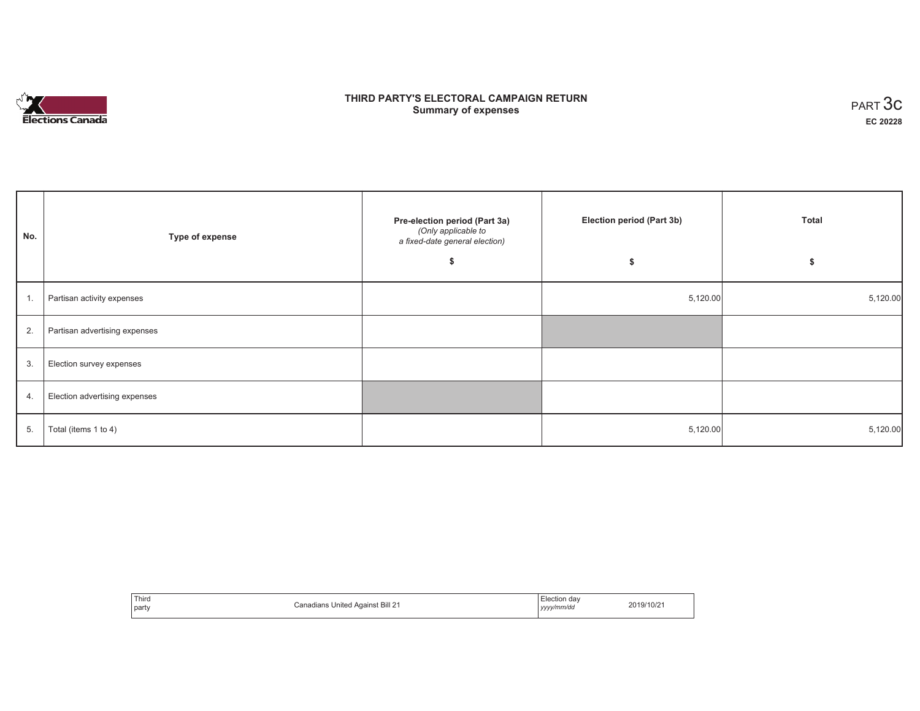# THIRD PARTY'S ELECTORAL CAMPAIGN RETURN
## Summary of expenses

PART 3c
**EC 20228**

| No. | Type of expense | Pre-election period (Part 3a) *(Only applicable to a fixed-date general election)* $ | Election period (Part 3b) $ | Total $ |
|---|---|---|---|---|
| 1. | Partisan activity expenses | | 5,120.00 | 5,120.00 |
| 2. | Partisan advertising expenses | | | |
| 3. | Election survey expenses | | | |
| 4. | Election advertising expenses | | | |
| 5. | Total (items 1 to 4) | | 5,120.00 | 5,120.00 |

| Third party | Canadians United Against Bill 21 | Election day *yyyy/mm/dd* | 2019/10/21 |
|---|---|---|---|